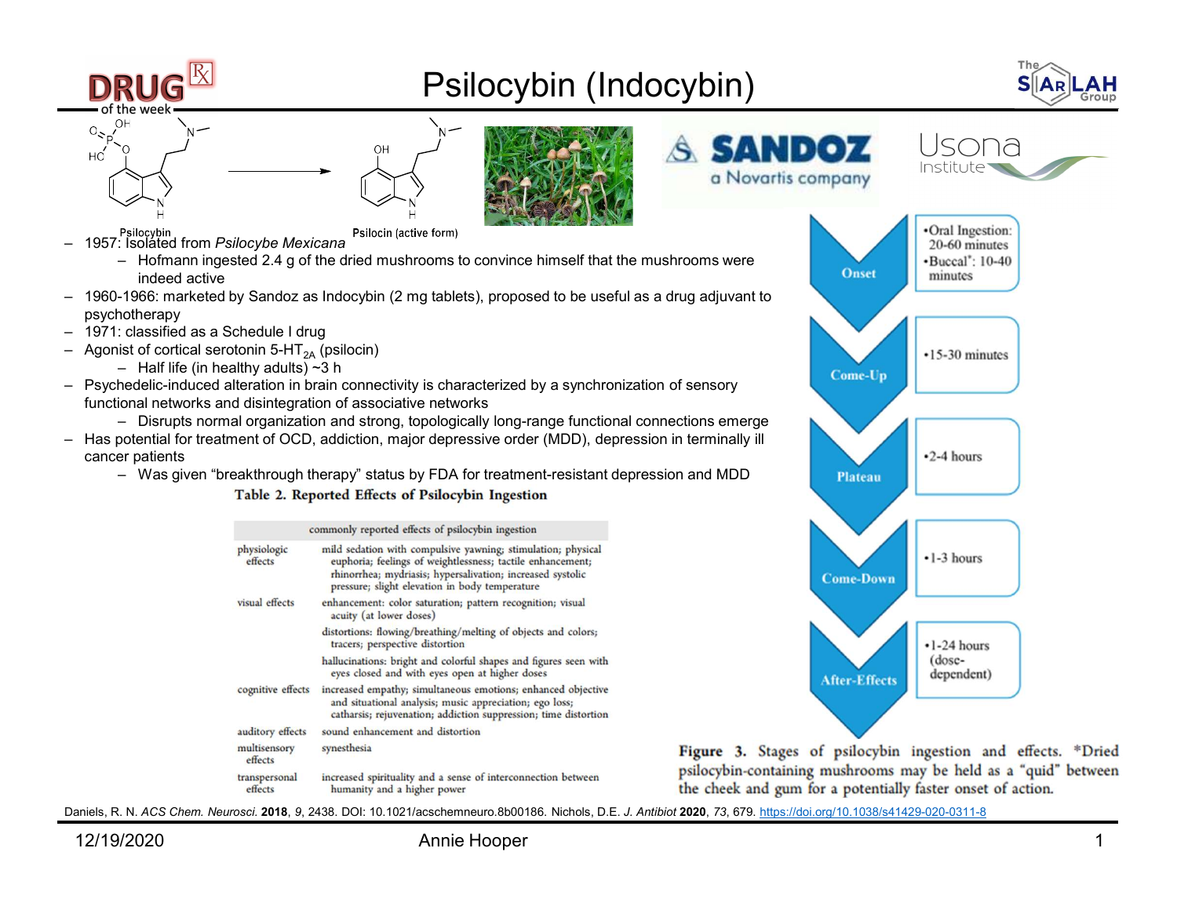# Psilocybin (Indocybin)

Psilocybin → Psilocin (active form)

- 1957: Isolated from *Psilocybe Mexicana*
  - Hofmann ingested 2.4 g of the dried mushrooms to convince himself that the mushrooms were indeed active
- 1960-1966: marketed by Sandoz as Indocybin (2 mg tablets), proposed to be useful as a drug adjuvant to psychotherapy
- 1971: classified as a Schedule I drug
- Agonist of cortical serotonin 5-$HT_{2A}$ (psilocin)
  - Half life (in healthy adults) ~3 h
- Psychedelic-induced alteration in brain connectivity is characterized by a synchronization of sensory functional networks and disintegration of associative networks
  - Disrupts normal organization and strong, topologically long-range functional connections emerge
- Has potential for treatment of OCD, addiction, major depressive order (MDD), depression in terminally ill cancer patients
  - Was given "breakthrough therapy" status by FDA for treatment-resistant depression and MDD

**Table 2. Reported Effects of Psilocybin Ingestion**

| | commonly reported effects of psilocybin ingestion |
|---|---|
| physiologic effects | mild sedation with compulsive yawning; stimulation; physical euphoria; feelings of weightlessness; tactile enhancement; rhinorrhea; mydriasis; hypersalivation; increased systolic pressure; slight elevation in body temperature |
| visual effects | enhancement: color saturation; pattern recognition; visual acuity (at lower doses) |
| | distortions: flowing/breathing/melting of objects and colors; tracers; perspective distortion |
| | hallucinations: bright and colorful shapes and figures seen with eyes closed and with eyes open at higher doses |
| cognitive effects | increased empathy; simultaneous emotions; enhanced objective and situational analysis; music appreciation; ego loss; catharsis; rejuvenation; addiction suppression; time distortion |
| auditory effects | sound enhancement and distortion |
| multisensory effects | synesthesia |
| transpersonal effects | increased spirituality and a sense of interconnection between humanity and a higher power |

| Stage | Duration |
|---|---|
| Onset | •Oral Ingestion: 20-60 minutes •Buccal*: 10-40 minutes |
| Come-Up | •15-30 minutes |
| Plateau | •2-4 hours |
| Come-Down | •1-3 hours |
| After-Effects | •1-24 hours (dose-dependent) |

**Figure 3.** Stages of psilocybin ingestion and effects. *Dried psilocybin-containing mushrooms may be held as a "quid" between the cheek and gum for a potentially faster onset of action.

Daniels, R. N. *ACS Chem. Neurosci.* **2018**, *9*, 2438. DOI: 10.1021/acschemneuro.8b00186. Nichols, D.E. *J. Antibiot* **2020**, *73*, 679. https://doi.org/10.1038/s41429-020-0311-8

12/19/2020 Annie Hooper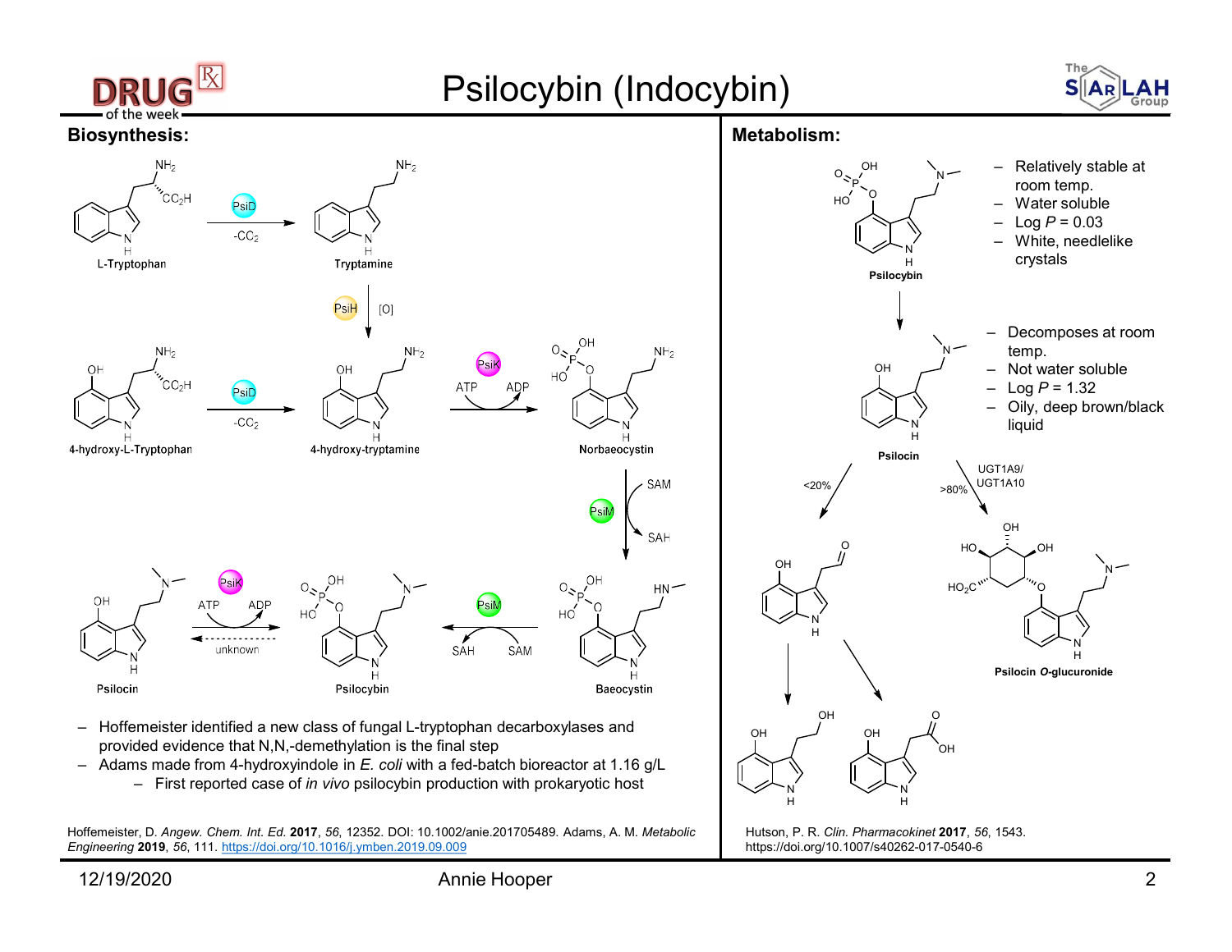# Psilocybin (Indocybin)

## Biosynthesis:

L-Tryptophan → (PsiD, $-CO_2$) → Tryptamine → (PsiH, [O]) → 4-hydroxy-tryptamine

4-hydroxy-L-Tryptophan → (PsiD, $-CO_2$) → 4-hydroxy-tryptamine → (PsiK, ATP → ADP) → Norbaeocystin → (PsiM, SAM → SAH) → Baeocystin → (PsiM, SAM → SAH) → Psilocybin

Psilocin → (PsiK, ATP → ADP) → Psilocybin; Psilocybin → (unknown) → Psilocin

- Hoffemeister identified a new class of fungal L-tryptophan decarboxylases and provided evidence that N,N,-demethylation is the final step
- Adams made from 4-hydroxyindole in *E. coli* with a fed-batch bioreactor at 1.16 g/L
  - First reported case of *in vivo* psilocybin production with prokaryotic host

Hoffemeister, D. *Angew. Chem. Int. Ed.* **2017**, *56*, 12352. DOI: 10.1002/anie.201705489. Adams, A. M. *Metabolic Engineering* **2019**, *56*, 111. https://doi.org/10.1016/j.ymben.2019.09.009

## Metabolism:

**Psilocybin**

- Relatively stable at room temp.
- Water soluble
- Log *P* = 0.03
- White, needlelike crystals

↓

**Psilocin**

- Decomposes at room temp.
- Not water soluble
- Log *P* = 1.32
- Oily, deep brown/black liquid

Psilocin → (<20%) → 4-hydroxyindole-3-acetaldehyde → 4-hydroxytryptophol / 4-hydroxyindole-3-acetic acid

Psilocin → (>80%, UGT1A9/ UGT1A10) → **Psilocin *O*-glucuronide**

Hutson, P. R. *Clin. Pharmacokinet* **2017**, *56*, 1543. https://doi.org/10.1007/s40262-017-0540-6

12/19/2020 Annie Hooper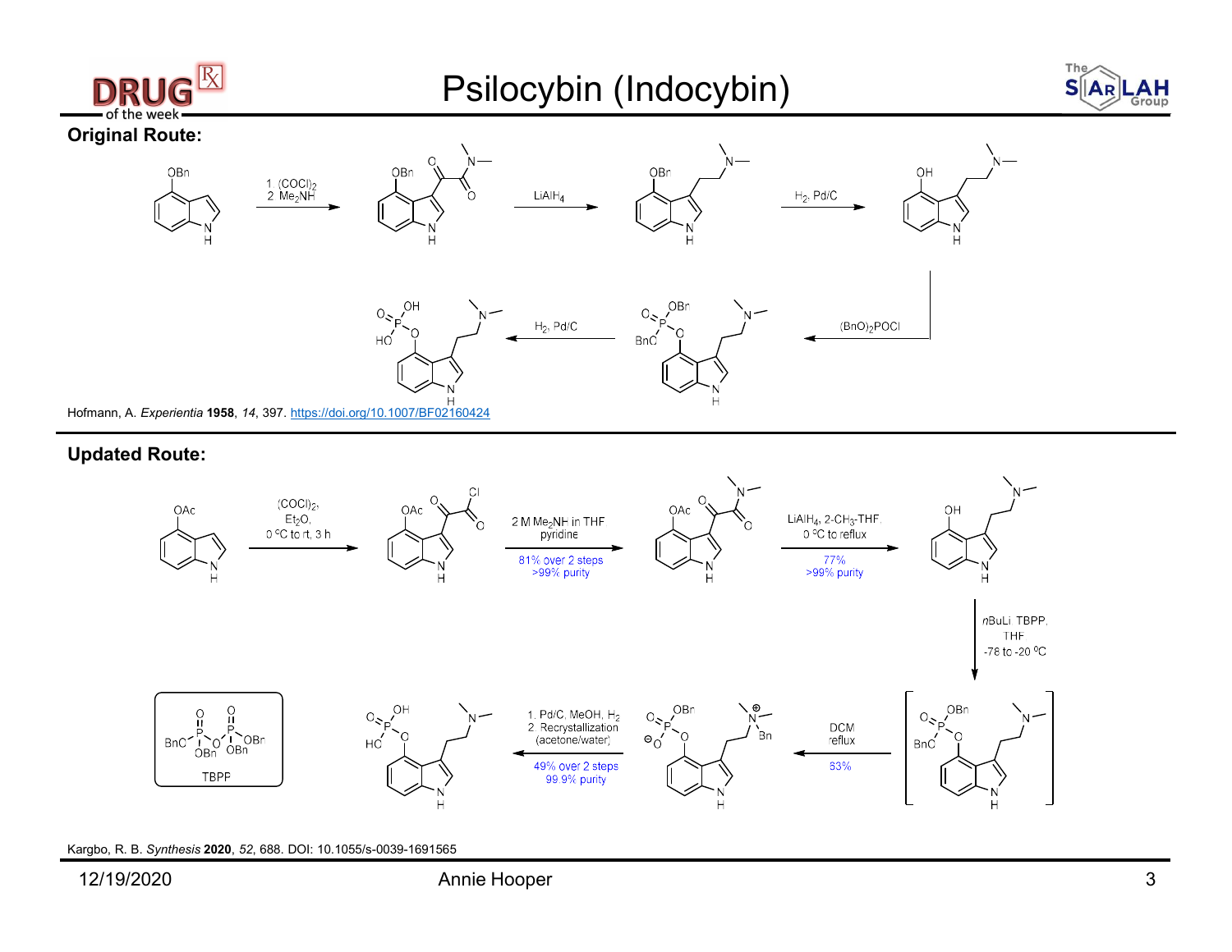# Psilocybin (Indocybin)

**Original Route:**

1. $(COCl)_2$
2. $Me_2NH$

$LiAlH_4$

$H_2$, Pd/C

$(BnO)_2POCl$

$H_2$, Pd/C

Hofmann, A. *Experientia* **1958**, *14*, 397. https://doi.org/10.1007/BF02160424

**Updated Route:**

$(COCl)_2$, $Et_2O$, 0 °C to rt, 3 h

2 M $Me_2NH$ in THF pyridine

81% over 2 steps
>99% purity

$LiAlH_4$, 2-$CH_3$-THF, 0 °C to reflux

77%
>99% purity

*n*BuLi, TBPP, THF
-78 to -20 °C

DCM reflux

63%

1. Pd/C, MeOH, $H_2$
2. Recrystallization (acetone/water)

49% over 2 steps
99.9% purity

TBPP

Kargbo, R. B. *Synthesis* **2020**, *52*, 688. DOI: 10.1055/s-0039-1691565

12/19/2020 Annie Hooper